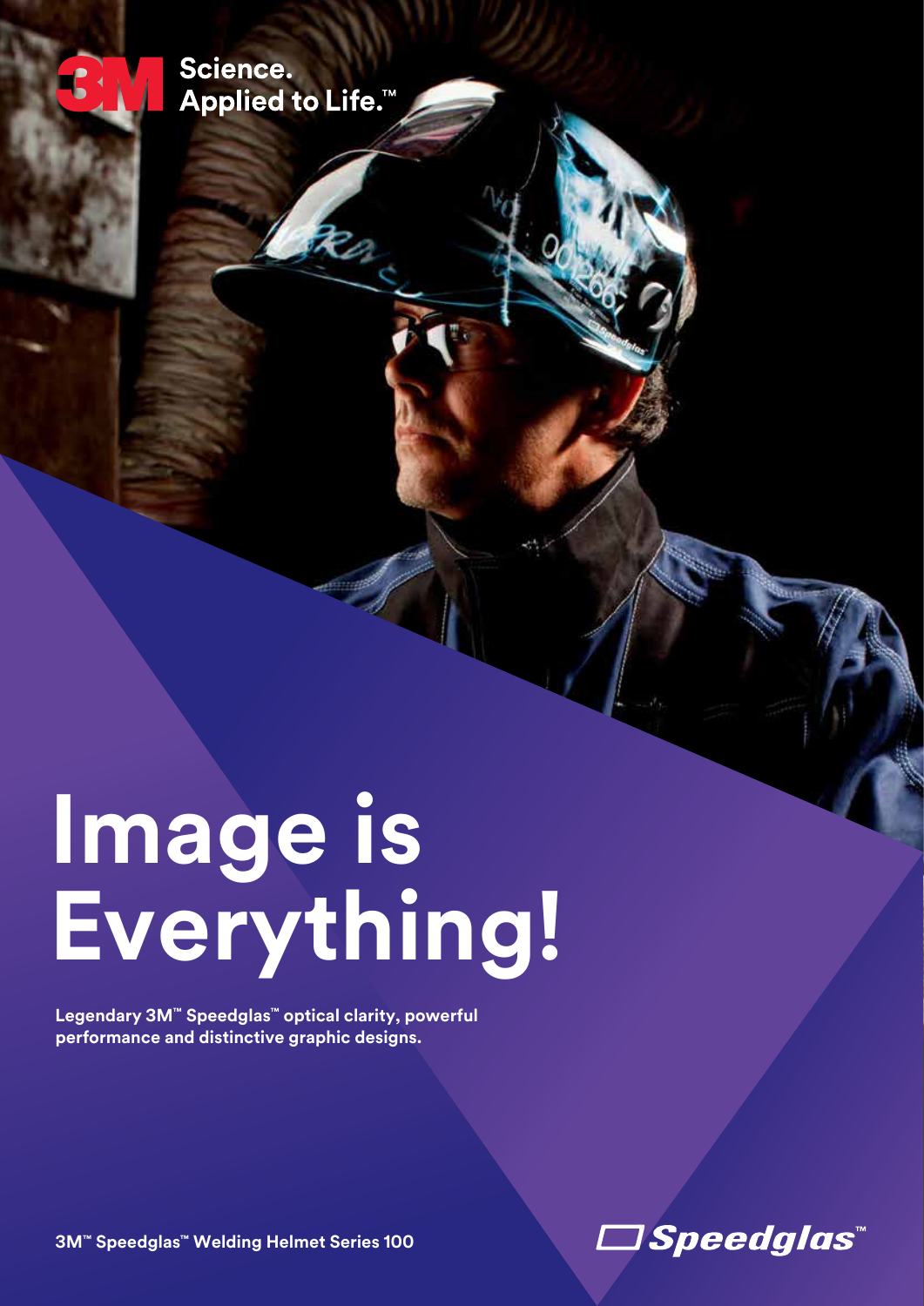3M Science. Applied to Life.™

# Image is Everything!

**Legendary 3M™ Speedglas™ optical clarity, powerful performance and distinctive graphic designs.**

**3M™ Speedglas™ Welding Helmet Series 100**

Speedglas™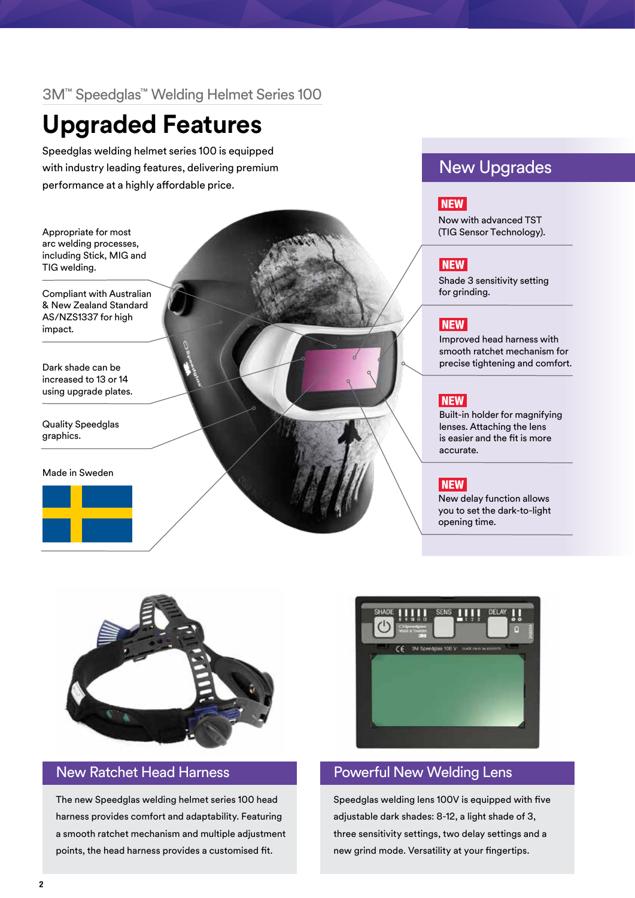3M™ Speedglas™ Welding Helmet Series 100

# Upgraded Features

Speedglas welding helmet series 100 is equipped with industry leading features, delivering premium performance at a highly affordable price.

Appropriate for most arc welding processes, including Stick, MIG and TIG welding.

Compliant with Australian & New Zealand Standard AS/NZS1337 for high impact.

Dark shade can be increased to 13 or 14 using upgrade plates.

Quality Speedglas graphics.

Made in Sweden

## New Upgrades

**NEW** Now with advanced TST (TIG Sensor Technology).

**NEW** Shade 3 sensitivity setting for grinding.

**NEW** Improved head harness with smooth ratchet mechanism for precise tightening and comfort.

**NEW** Built-in holder for magnifying lenses. Attaching the lens is easier and the fit is more accurate.

**NEW** New delay function allows you to set the dark-to-light opening time.

## New Ratchet Head Harness

The new Speedglas welding helmet series 100 head harness provides comfort and adaptability. Featuring a smooth ratchet mechanism and multiple adjustment points, the head harness provides a customised fit.

## Powerful New Welding Lens

Speedglas welding lens 100V is equipped with five adjustable dark shades: 8-12, a light shade of 3, three sensitivity settings, two delay settings and a new grind mode. Versatility at your fingertips.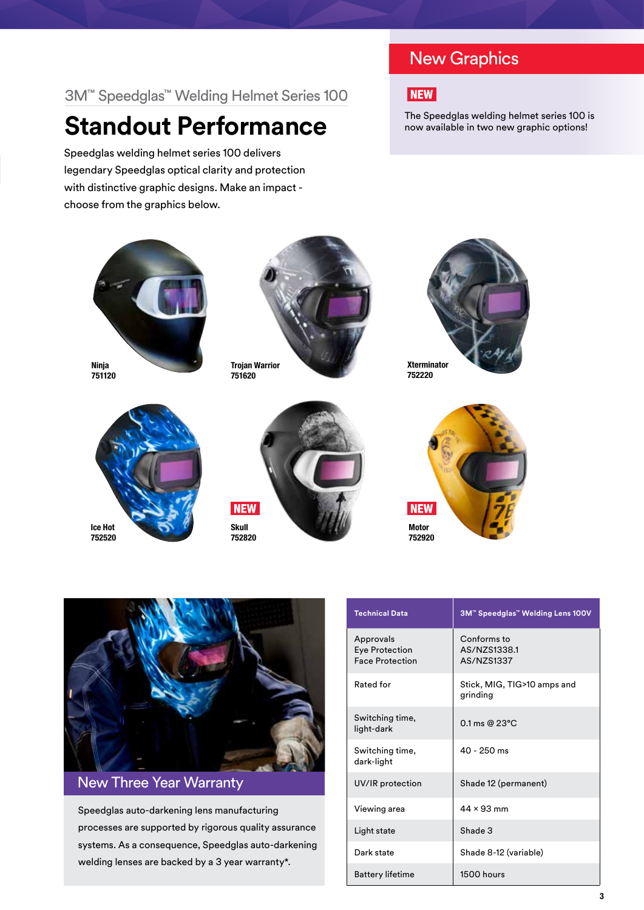3M™ Speedglas™ Welding Helmet Series 100

# Standout Performance

Speedglas welding helmet series 100 delivers legendary Speedglas optical clarity and protection with distinctive graphic designs. Make an impact - choose from the graphics below.

## New Graphics

**NEW**

The Speedglas welding helmet series 100 is now available in two new graphic options!

**Ninja**
**751120**

**Trojan Warrior**
**751620**

**Xterminator**
**752220**

**Ice Hot**
**752520**

**NEW**
**Skull**
**752820**

**NEW**
**Motor**
**752920**

## New Three Year Warranty

Speedglas auto-darkening lens manufacturing processes are supported by rigorous quality assurance systems. As a consequence, Speedglas auto-darkening welding lenses are backed by a 3 year warranty*.

| Technical Data | 3M™ Speedglas™ Welding Lens 100V |
|---|---|
| Approvals<br>Eye Protection<br>Face Protection | Conforms to<br>AS/NZS1338.1<br>AS/NZS1337 |
| Rated for | Stick, MIG, TIG>10 amps and grinding |
| Switching time, light-dark | 0.1 ms @ 23°C |
| Switching time, dark-light | 40 - 250 ms |
| UV/IR protection | Shade 12 (permanent) |
| Viewing area | 44 × 93 mm |
| Light state | Shade 3 |
| Dark state | Shade 8-12 (variable) |
| Battery lifetime | 1500 hours |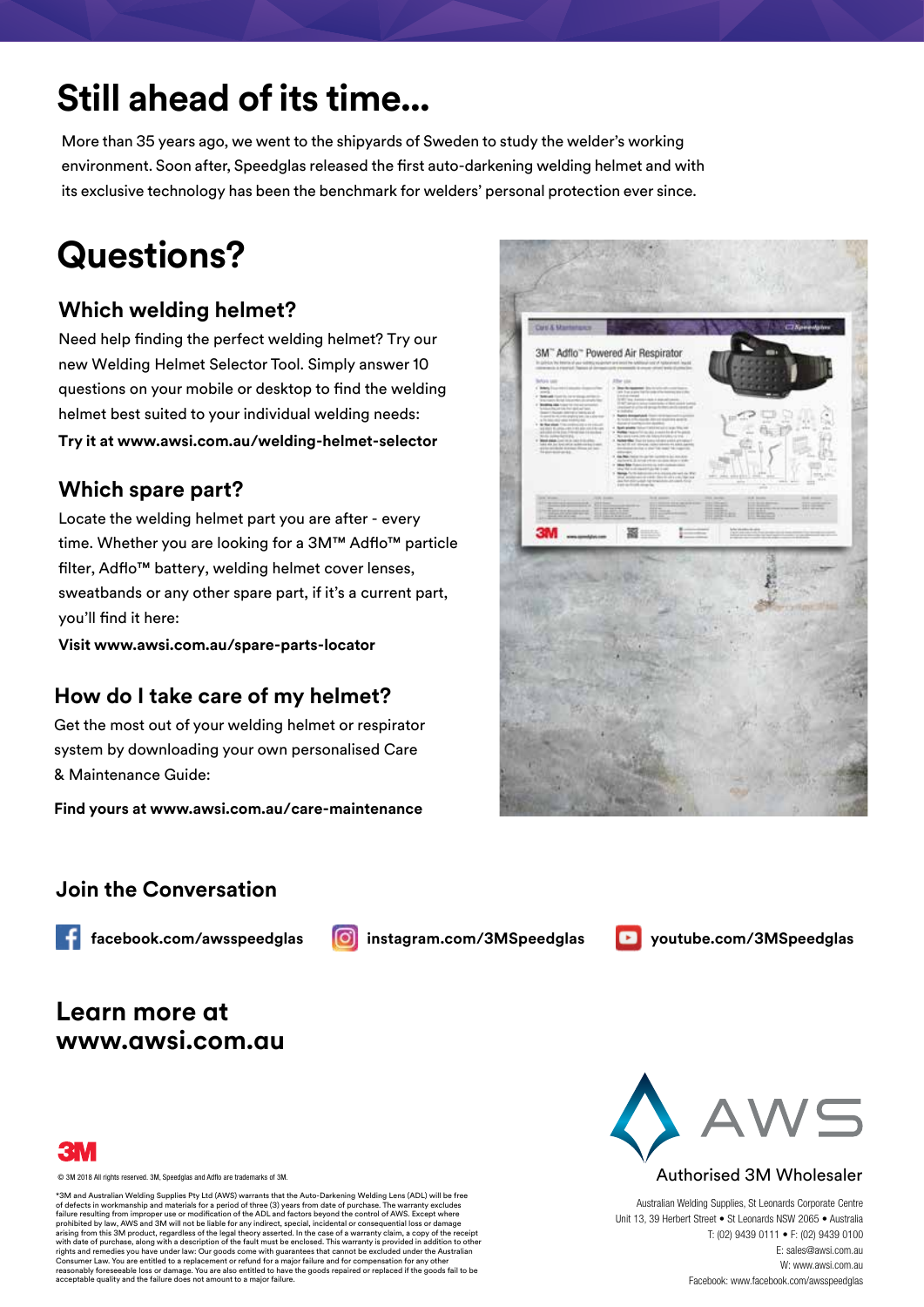# Still ahead of its time...

More than 35 years ago, we went to the shipyards of Sweden to study the welder's working environment. Soon after, Speedglas released the first auto-darkening welding helmet and with its exclusive technology has been the benchmark for welders' personal protection ever since.

# Questions?

### Which welding helmet?

Need help finding the perfect welding helmet? Try our new Welding Helmet Selector Tool. Simply answer 10 questions on your mobile or desktop to find the welding helmet best suited to your individual welding needs:

**Try it at www.awsi.com.au/welding-helmet-selector**

### Which spare part?

Locate the welding helmet part you are after - every time. Whether you are looking for a 3M™ Adflo™ particle filter, Adflo™ battery, welding helmet cover lenses, sweatbands or any other spare part, if it's a current part, you'll find it here:

**Visit www.awsi.com.au/spare-parts-locator**

### How do I take care of my helmet?

Get the most out of your welding helmet or respirator system by downloading your own personalised Care & Maintenance Guide:

**Find yours at www.awsi.com.au/care-maintenance**

### Join the Conversation

**facebook.com/awsspeedglas** **instagram.com/3MSpeedglas** **youtube.com/3MSpeedglas**

## Learn more at www.awsi.com.au

AWS

Authorised 3M Wholesaler

Australian Welding Supplies, St Leonards Corporate Centre
Unit 13, 39 Herbert Street • St Leonards NSW 2065 • Australia
T: (02) 9439 0111 • F: (02) 9439 0100
E: sales@awsi.com.au
W: www.awsi.com.au
Facebook: www.facebook.com/awsspeedglas

3M

© 3M 2018 All rights reserved. 3M, Speedglas and Adflo are trademarks of 3M.

*3M and Australian Welding Supplies Pty Ltd (AWS) warrants that the Auto-Darkening Welding Lens (ADL) will be free of defects in workmanship and materials for a period of three (3) years from date of purchase. The warranty excludes failure resulting from improper use or modification of the ADL and factors beyond the control of AWS. Except where prohibited by law, AWS and 3M will not be liable for any indirect, special, incidental or consequential loss or damage arising from this 3M product, regardless of the legal theory asserted. In the case of a warranty claim, a copy of the receipt with date of purchase, along with a description of the fault must be enclosed. This warranty is provided in addition to other rights and remedies you have under law: Our goods come with guarantees that cannot be excluded under the Australian Consumer Law. You are entitled to a replacement or refund for a major failure and for compensation for any other reasonably foreseeable loss or damage. You are also entitled to have the goods repaired or replaced if the goods fail to be acceptable quality and the failure does not amount to a major failure.